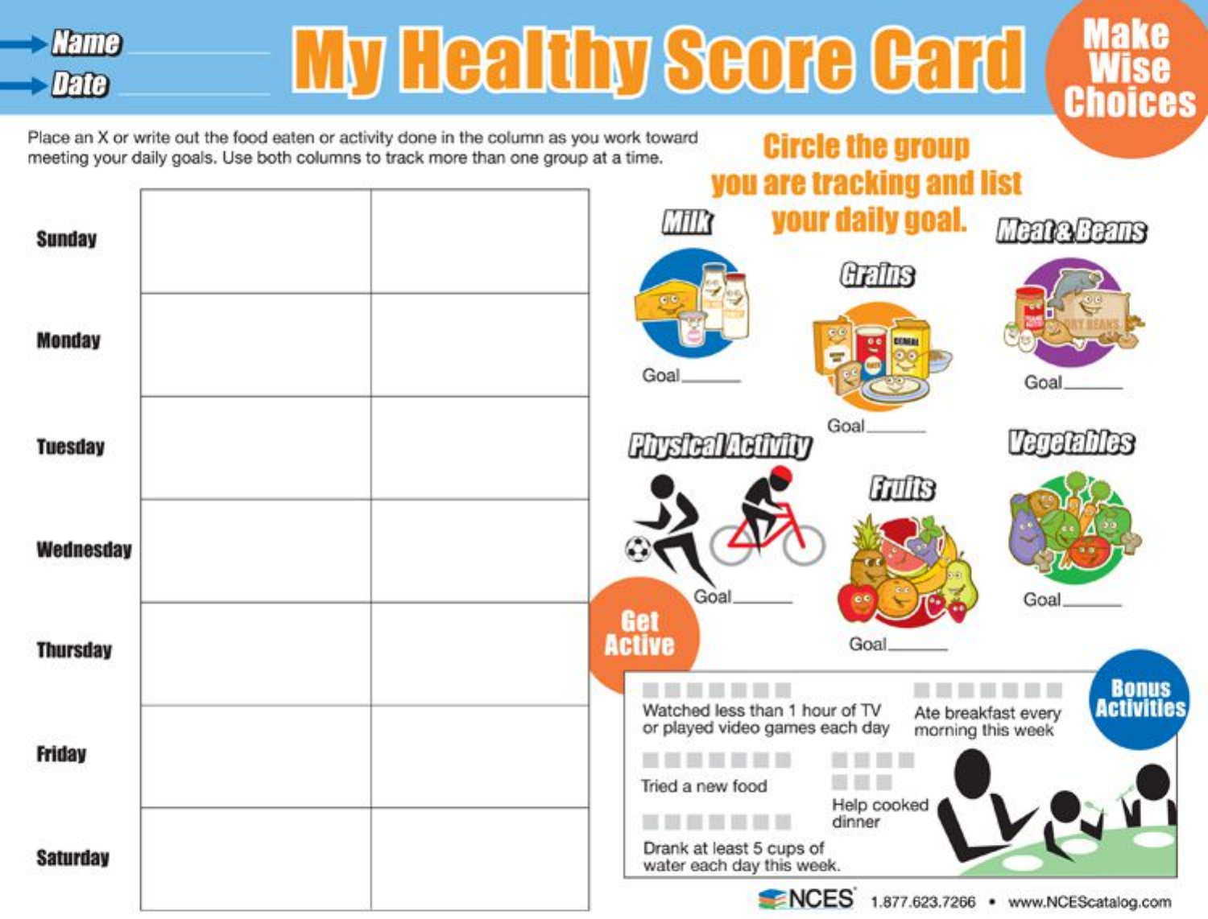# My Healthy Score Card

**Name** \_\_\_\_\_\_\_\_\_\_\_\_\_\_\_\_

**Date** \_\_\_\_\_\_\_\_\_\_\_\_\_\_\_\_

**Make Wise Choices**

Place an X or write out the food eaten or activity done in the column as you work toward meeting your daily goals. Use both columns to track more than one group at a time.

| | | |
|---|---|---|
| **Sunday** | | |
| **Monday** | | |
| **Tuesday** | | |
| **Wednesday** | | |
| **Thursday** | | |
| **Friday** | | |
| **Saturday** | | |

## Circle the group you are tracking and list your daily goal.

**Milk**
Goal\_\_\_\_\_\_

**Grains**
Goal\_\_\_\_\_\_

**Meat & Beans**
Goal\_\_\_\_\_\_

**Physical Activity**
Goal\_\_\_\_\_\_

**Fruits**
Goal\_\_\_\_\_\_

**Vegetables**
Goal\_\_\_\_\_\_

**Get Active**

## Bonus Activities

- ☐☐☐☐☐☐☐ Watched less than 1 hour of TV or played video games each day
- ☐☐☐☐☐☐☐ Ate breakfast every morning this week
- ☐☐☐☐☐☐☐ Tried a new food
- ☐☐☐☐☐☐☐ Help cooked dinner
- ☐☐☐☐☐☐☐ Drank at least 5 cups of water each day this week.

NCES 1.877.623.7266 • www.NCEScatalog.com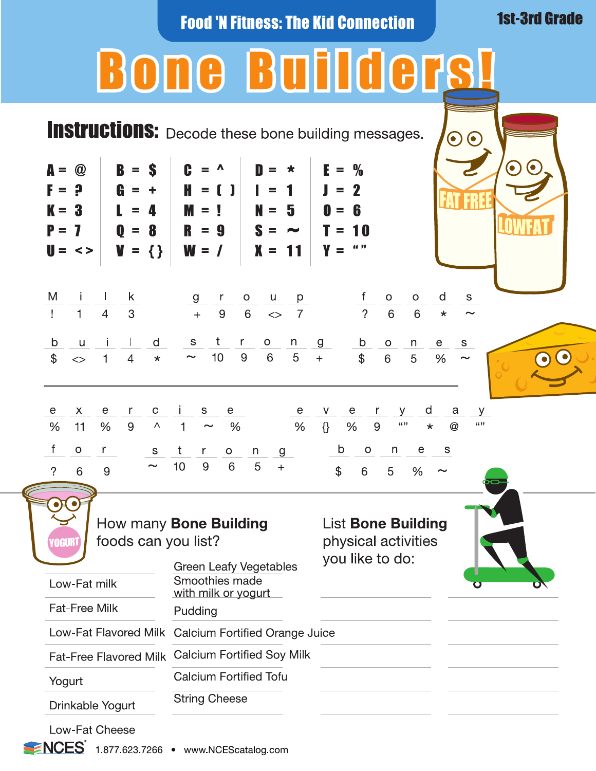**Food 'N Fitness: The Kid Connection**

**1st-3rd Grade**

# Bone Builders!

## Instructions: Decode these bone building messages.

| | | | | |
|---|---|---|---|---|
| A = @ | B = $ | C = ^ | D = * | E = % |
| F = ? | G = + | H = ( ) | I = 1 | J = 2 |
| K = 3 | L = 4 | M = ! | N = 5 | O = 6 |
| P = 7 | Q = 8 | R = 9 | S = ~ | T = 10 |
| U = <> | V = { } | W = / | X = 11 | Y = “ ” |

M i l k — ! 1 4 3
g r o u p — + 9 6 <> 7
f o o d s — ? 6 6 * ~

b u i l d — $ <> 1 4 *
s t r o n g — ~ 10 9 6 5 +
b o n e s — $ 6 5 % ~

---

e x e r c i s e — % 11 % 9 ^ 1 ~ %
e v e r y d a y — % {} % 9 “” * @ “”

f o r — ? 6 9
s t r o n g — ~ 10 9 6 5 +
b o n e s — $ 6 5 % ~

---

How many **Bone Building** foods can you list?

- Low-Fat milk
- Fat-Free Milk
- Low-Fat Flavored Milk
- Fat-Free Flavored Milk
- Yogurt
- Drinkable Yogurt
- Low-Fat Cheese
- Green Leafy Vegetables
- Smoothies made with milk or yogurt
- Pudding
- Calcium Fortified Orange Juice
- Calcium Fortified Soy Milk
- Calcium Fortified Tofu
- String Cheese

List **Bone Building** physical activities you like to do:

______________________

______________________

______________________

______________________

______________________

NCES 1.877.623.7266 • www.NCEScatalog.com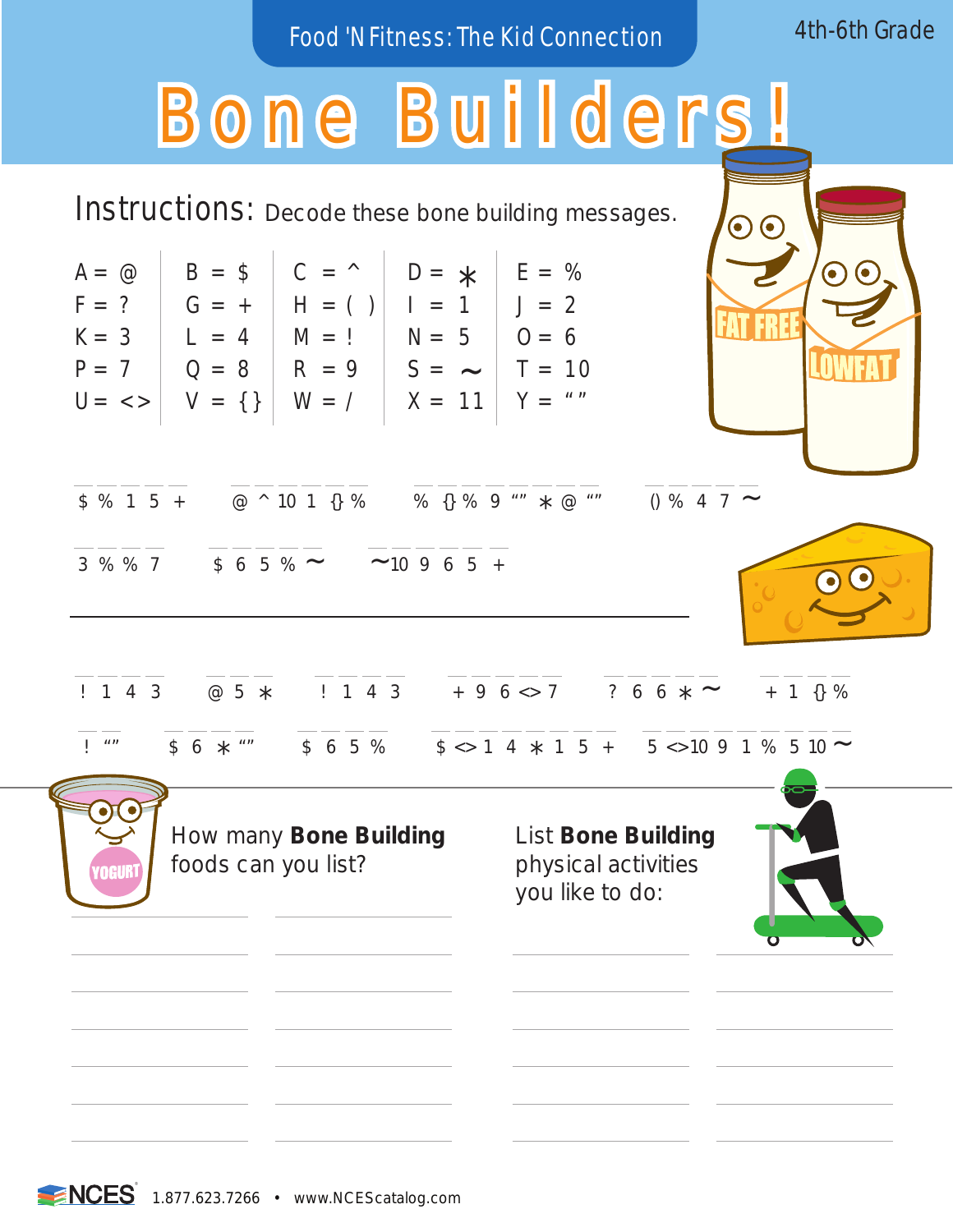Food 'N Fitness: The Kid Connection

4th-6th Grade

# Bone Builders!

**Instructions:** Decode these bone building messages.

| | | | | |
|---|---|---|---|---|
| A = @ | B = $ | C = ^ | D = ∗ | E = % |
| F = ? | G = + | H = ( ) | I = 1 | J = 2 |
| K = 3 | L = 4 | M = ! | N = 5 | O = 6 |
| P = 7 | Q = 8 | R = 9 | S = ~ | T = 10 |
| U = <> | V = { } | W = / | X = 11 | Y = " " |

_ _ _ _ _ &nbsp;&nbsp; _ _ _ _ _ _ &nbsp;&nbsp; _ _ _ _ _ _ _ _ &nbsp;&nbsp; _ _ _ _ _

$ % 1 5 + &nbsp;&nbsp; @ ^ 10 1 {} % &nbsp;&nbsp; % {} % 9 "" ∗ @ "" &nbsp;&nbsp; () % 4 7 ~

_ _ _ _ &nbsp;&nbsp; _ _ _ _ _ &nbsp;&nbsp; _ _ _ _ _ _

3 % % 7 &nbsp;&nbsp; $ 6 5 % ~ &nbsp;&nbsp; ~10 9 6 5 +

---

_ _ _ _ &nbsp;&nbsp; _ _ _ &nbsp;&nbsp; _ _ _ _ &nbsp;&nbsp; _ _ _ _ _ &nbsp;&nbsp; _ _ _ _ _ &nbsp;&nbsp; _ _ _ _

! 1 4 3 &nbsp;&nbsp; @ 5 ∗ &nbsp;&nbsp; ! 1 4 3 &nbsp;&nbsp; + 9 6 <> 7 &nbsp;&nbsp; ? 6 6 ∗ ~ &nbsp;&nbsp; + 1 {} %

_ _ &nbsp;&nbsp; _ _ _ _ &nbsp;&nbsp; _ _ _ _ &nbsp;&nbsp; _ _ _ _ _ _ _ _ &nbsp;&nbsp; _ _ _ _ _ _ _ _ _

! "" &nbsp;&nbsp; $ 6 ∗ "" &nbsp;&nbsp; $ 6 5 % &nbsp;&nbsp; $ <> 1 4 ∗ 1 5 + &nbsp;&nbsp; 5 <> 10 9 1 % 5 10 ~

---

How many **Bone Building** foods can you list?

List **Bone Building** physical activities you like to do:

NCES 1.877.623.7266 • www.NCEScatalog.com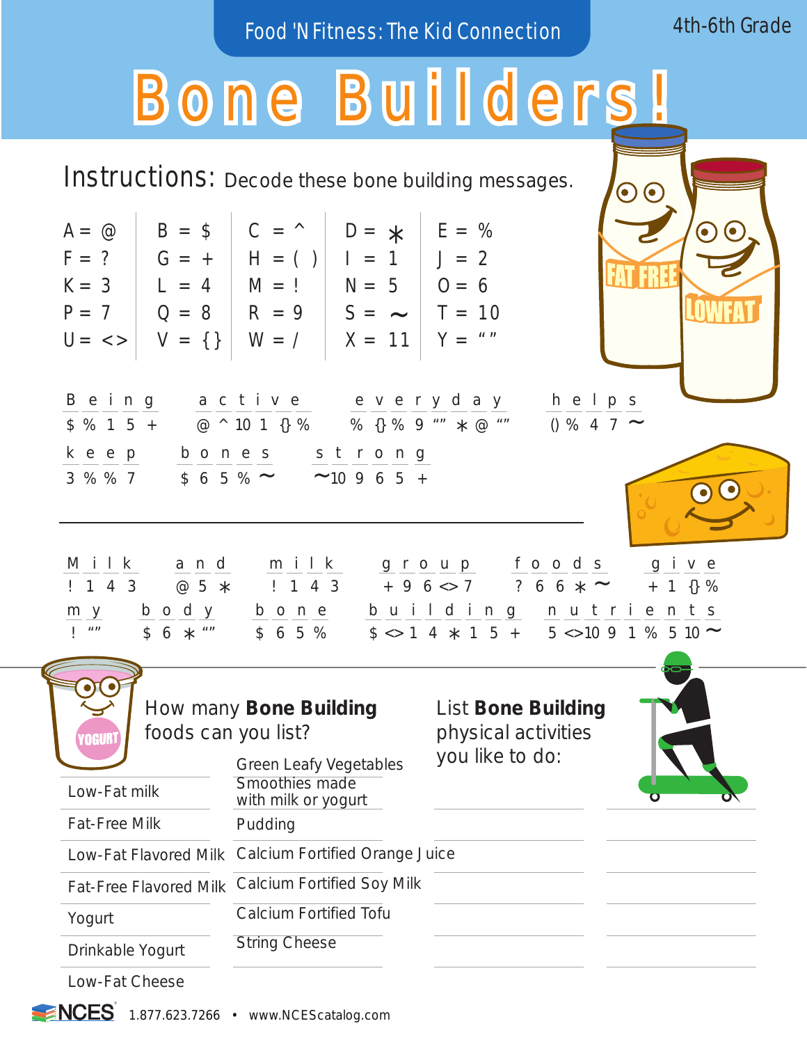Food 'N Fitness: The Kid Connection

4th-6th Grade

# Bone Builders!

**Instructions:** Decode these bone building messages.

| | | | | |
|---|---|---|---|---|
| A = @ | B = $ | C = ^ | D = ∗ | E = % |
| F = ? | G = + | H = ( ) | I = 1 | J = 2 |
| K = 3 | L = 4 | M = ! | N = 5 | O = 6 |
| P = 7 | Q = 8 | R = 9 | S = ~ | T = 10 |
| U = <> | V = {} | W = / | X = 11 | Y = “ ” |

B e i n g &nbsp; a c t i v e &nbsp; e v e r y d a y &nbsp; h e l p s
$ % 1 5 + &nbsp; @ ^ 10 1 {} % &nbsp; % {} % 9 “” ∗ @ “” &nbsp; () % 4 7 ~

k e e p &nbsp; b o n e s &nbsp; s t r o n g
3 % % 7 &nbsp; $ 6 5 % ~ &nbsp; ~10 9 6 5 +

M i l k &nbsp; a n d &nbsp; m i l k &nbsp; g r o u p &nbsp; f o o d s &nbsp; g i v e
! 1 4 3 &nbsp; @ 5 ∗ &nbsp; ! 1 4 3 &nbsp; + 9 6 <> 7 &nbsp; ? 6 6 ∗ ~ &nbsp; + 1 {} %

m y &nbsp; b o d y &nbsp; b o n e &nbsp; b u i l d i n g &nbsp; n u t r i e n t s
! “” &nbsp; $ 6 ∗ “” &nbsp; $ 6 5 % &nbsp; $ <> 1 4 ∗ 1 5 + &nbsp; 5 <>10 9 1 % 5 10 ~

How many **Bone Building** foods can you list?

- Low-Fat milk
- Fat-Free Milk
- Low-Fat Flavored Milk
- Fat-Free Flavored Milk
- Yogurt
- Drinkable Yogurt
- Low-Fat Cheese
- Green Leafy Vegetables
- Smoothies made with milk or yogurt
- Pudding
- Calcium Fortified Orange Juice
- Calcium Fortified Soy Milk
- Calcium Fortified Tofu
- String Cheese

List **Bone Building** physical activities you like to do:

NCES 1.877.623.7266 • www.NCEScatalog.com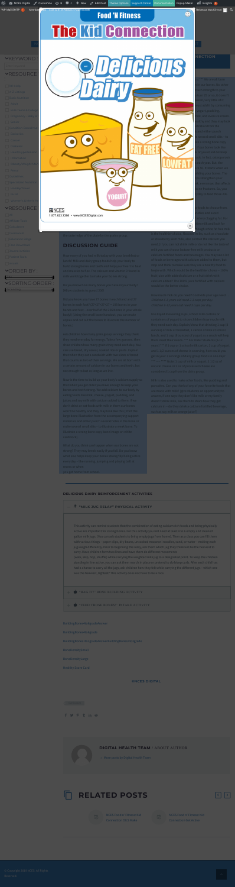# Food 'N Fitness

# The Kid Connection

## Delicious Dairy

FAT FREE

LOWFAT

YOGURT

NCES
1.877.623.7266 • www.NCESDigital.com

## DISCUSSION GUIDE

### DELICIOUS DAIRY REINFORCEMENT ACTIVITIES

#### "MILK JUG RELAY" PHYSICAL ACTIVITY

#### "MAGIC" BONE BUILDING ACTIVITY

#### "SHED THOSE BONES" INTAKE ACTIVITY

NCES DIGITAL

DIGITAL HEALTH TEAM / ABOUT AUTHOR

More posts by Digital Health Team

## RELATED POSTS